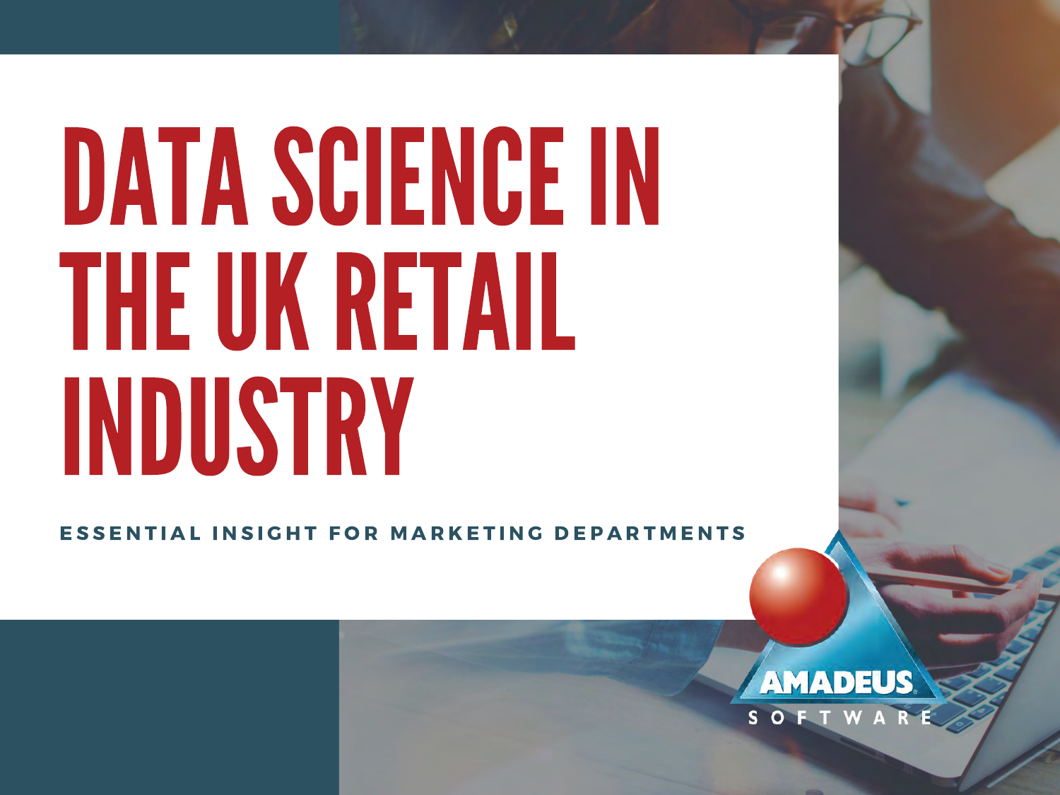# DATA SCIENCE IN THE UK RETAIL INDUSTRY

**ESSENTIAL INSIGHT FOR MARKETING DEPARTMENTS**

AMADEUS SOFTWARE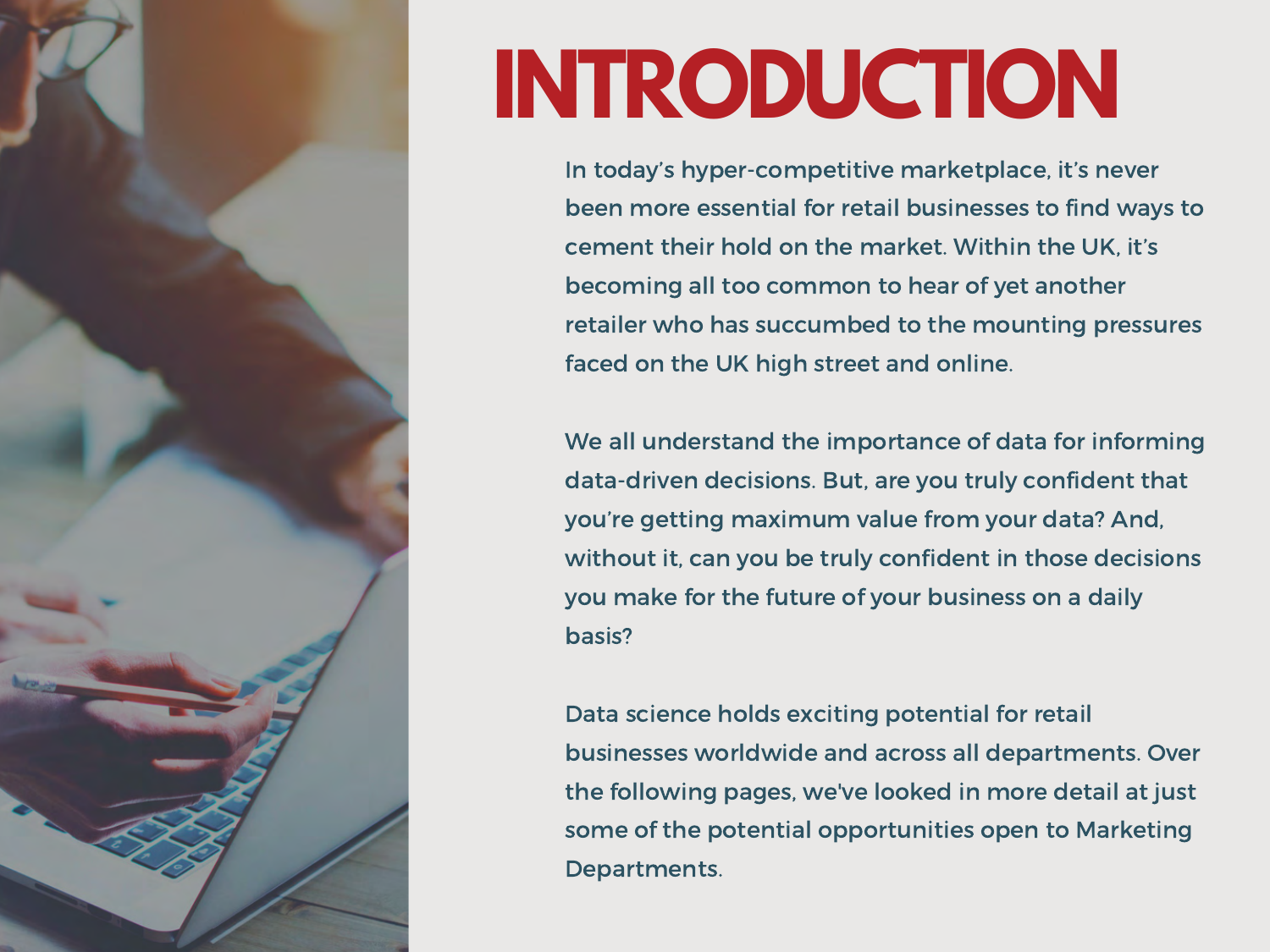# INTRODUCTION

In today's hyper-competitive marketplace, it's never been more essential for retail businesses to find ways to cement their hold on the market. Within the UK, it's becoming all too common to hear of yet another retailer who has succumbed to the mounting pressures faced on the UK high street and online.

We all understand the importance of data for informing data-driven decisions. But, are you truly confident that you're getting maximum value from your data? And, without it, can you be truly confident in those decisions you make for the future of your business on a daily basis?

Data science holds exciting potential for retail businesses worldwide and across all departments. Over the following pages, we've looked in more detail at just some of the potential opportunities open to Marketing Departments.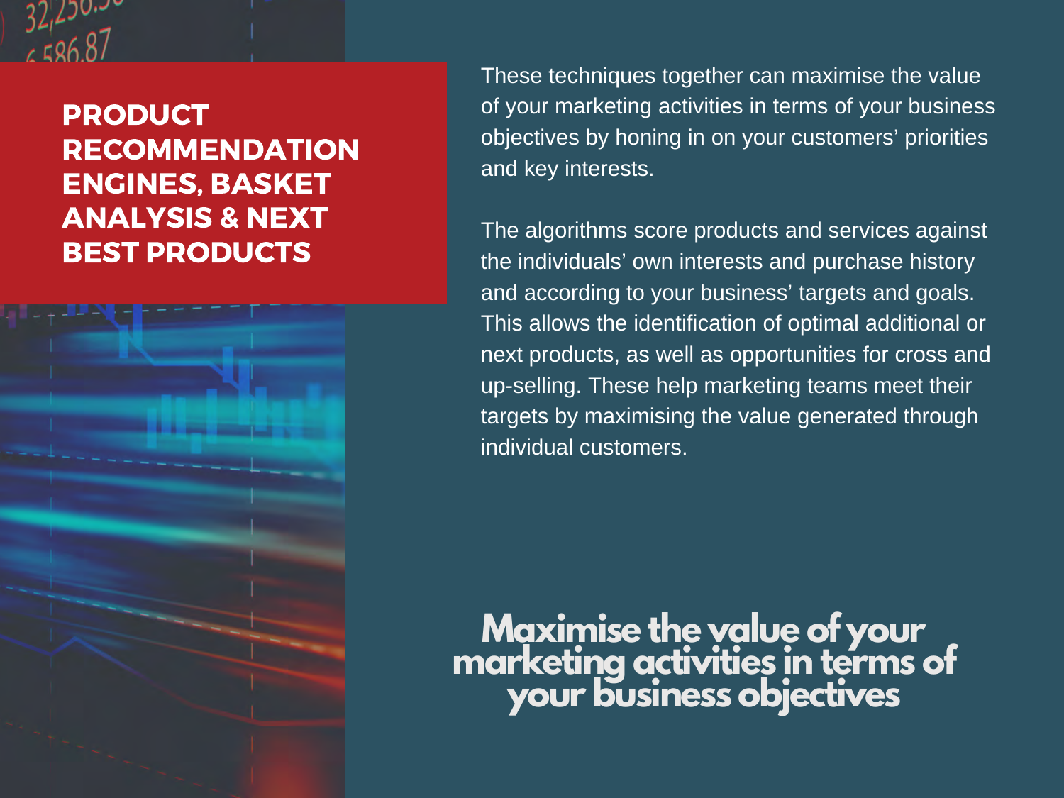# PRODUCT RECOMMENDATION ENGINES, BASKET ANALYSIS & NEXT BEST PRODUCTS

These techniques together can maximise the value of your marketing activities in terms of your business objectives by honing in on your customers' priorities and key interests.

The algorithms score products and services against the individuals' own interests and purchase history and according to your business' targets and goals. This allows the identification of optimal additional or next products, as well as opportunities for cross and up-selling. These help marketing teams meet their targets by maximising the value generated through individual customers.

**Maximise the value of your marketing activities in terms of your business objectives**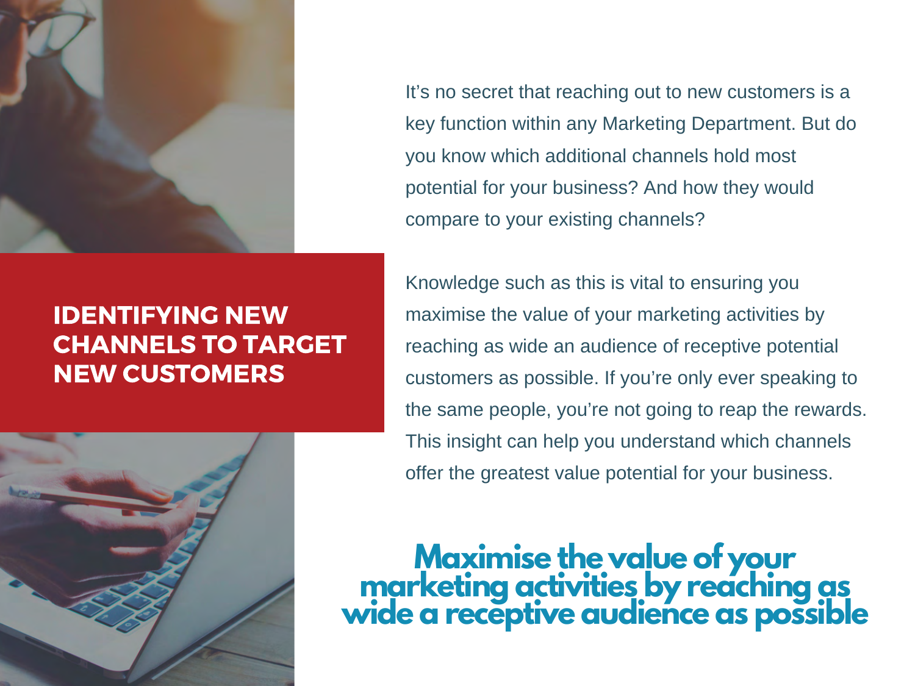# IDENTIFYING NEW CHANNELS TO TARGET NEW CUSTOMERS

It's no secret that reaching out to new customers is a key function within any Marketing Department. But do you know which additional channels hold most potential for your business? And how they would compare to your existing channels?

Knowledge such as this is vital to ensuring you maximise the value of your marketing activities by reaching as wide an audience of receptive potential customers as possible. If you're only ever speaking to the same people, you're not going to reap the rewards. This insight can help you understand which channels offer the greatest value potential for your business.

**Maximise the value of your marketing activities by reaching as wide a receptive audience as possible**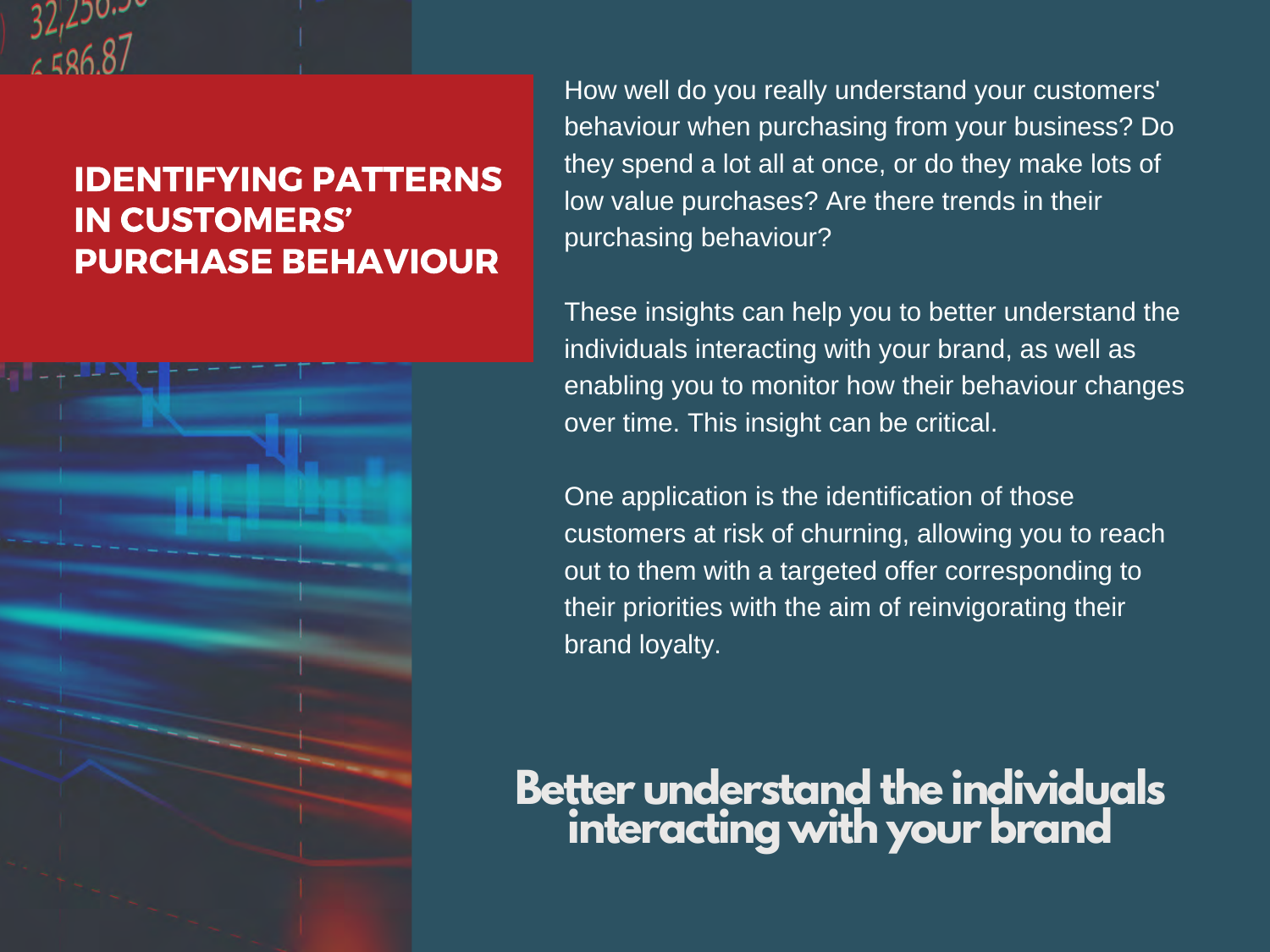# IDENTIFYING PATTERNS IN CUSTOMERS' PURCHASE BEHAVIOUR

How well do you really understand your customers' behaviour when purchasing from your business? Do they spend a lot all at once, or do they make lots of low value purchases? Are there trends in their purchasing behaviour?

These insights can help you to better understand the individuals interacting with your brand, as well as enabling you to monitor how their behaviour changes over time. This insight can be critical.

One application is the identification of those customers at risk of churning, allowing you to reach out to them with a targeted offer corresponding to their priorities with the aim of reinvigorating their brand loyalty.

**Better understand the individuals interacting with your brand**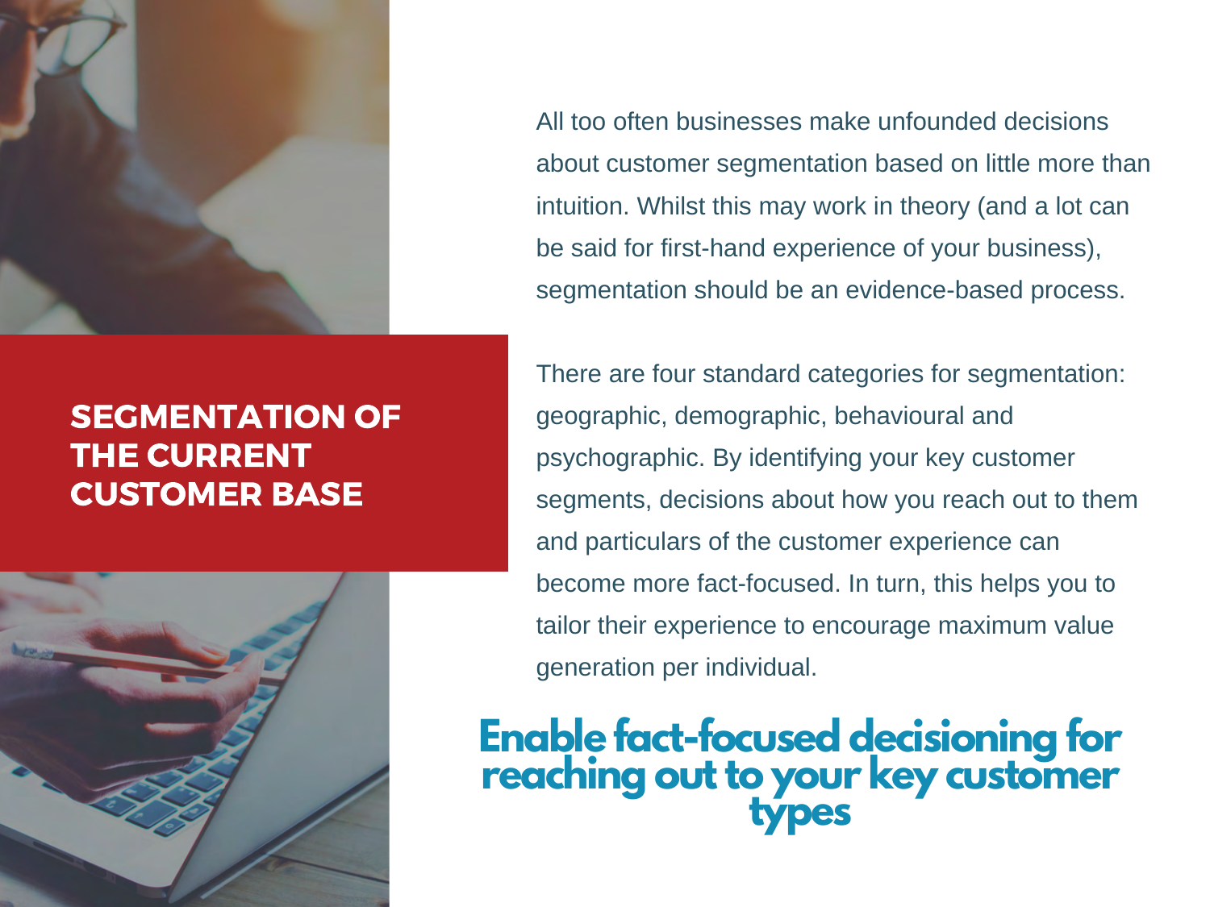## SEGMENTATION OF THE CURRENT CUSTOMER BASE

All too often businesses make unfounded decisions about customer segmentation based on little more than intuition. Whilst this may work in theory (and a lot can be said for first-hand experience of your business), segmentation should be an evidence-based process.

There are four standard categories for segmentation: geographic, demographic, behavioural and psychographic. By identifying your key customer segments, decisions about how you reach out to them and particulars of the customer experience can become more fact-focused. In turn, this helps you to tailor their experience to encourage maximum value generation per individual.

**Enable fact-focused decisioning for reaching out to your key customer types**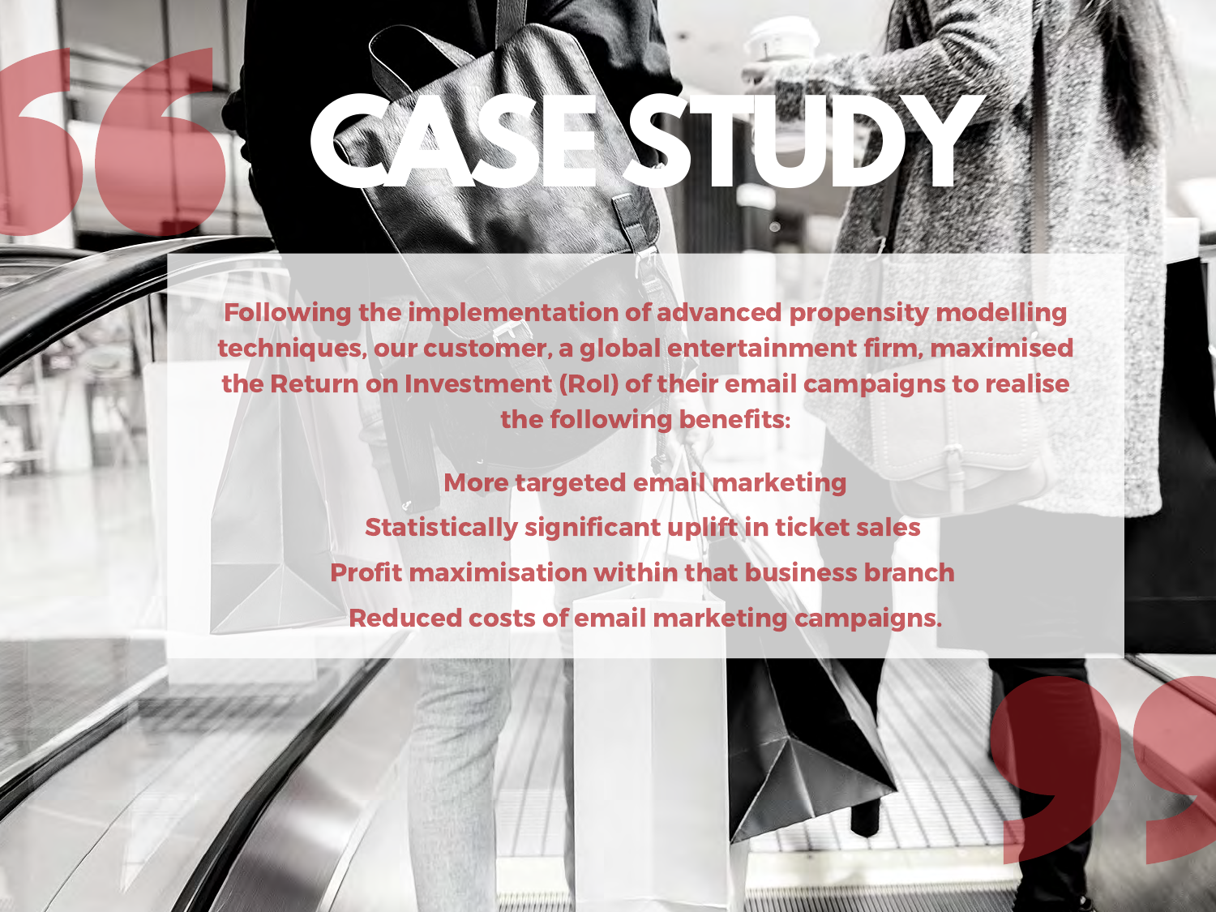# CASE STUDY

**Following the implementation of advanced propensity modelling techniques, our customer, a global entertainment firm, maximised the Return on Investment (RoI) of their email campaigns to realise the following benefits:**

**More targeted email marketing**

**Statistically significant uplift in ticket sales**

**Profit maximisation within that business branch**

**Reduced costs of email marketing campaigns.**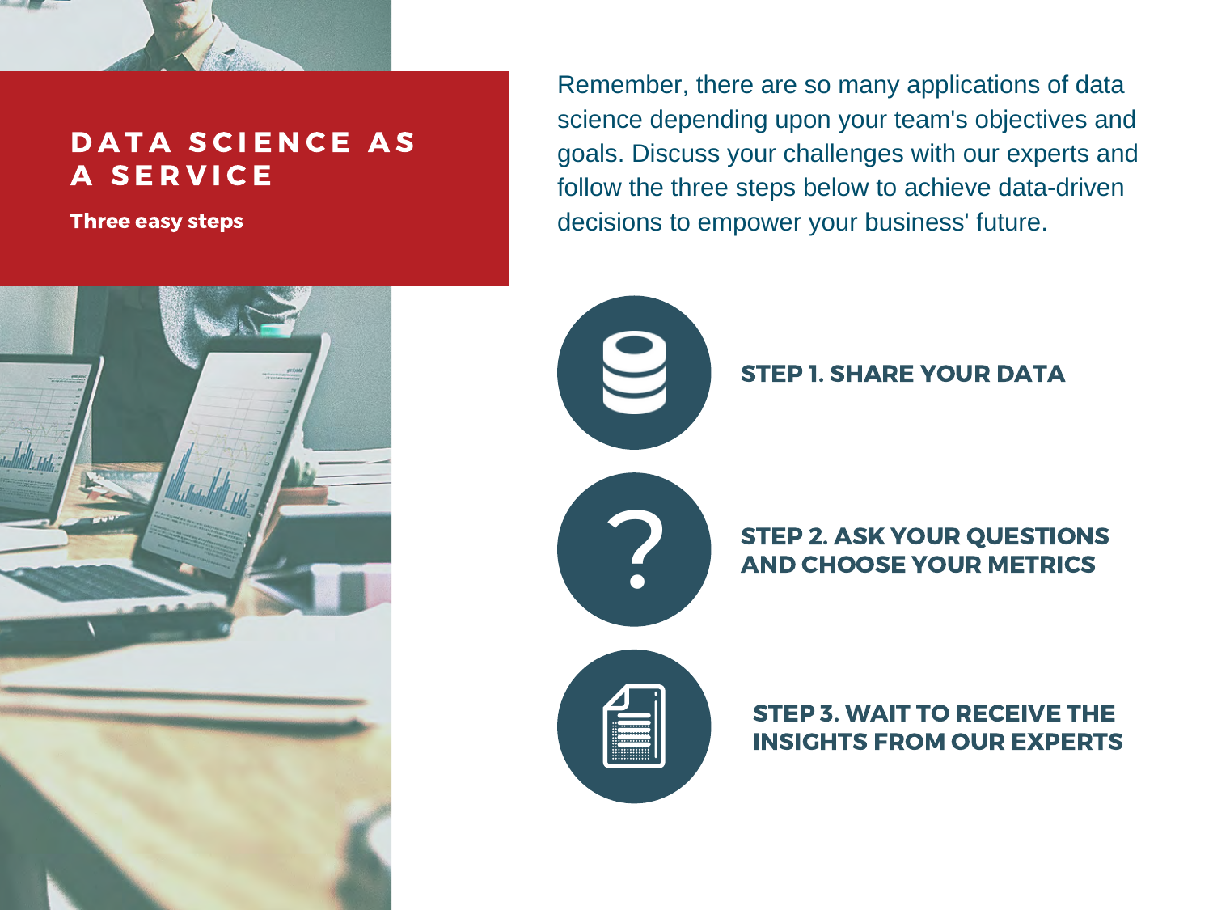# DATA SCIENCE AS A SERVICE

**Three easy steps**

Remember, there are so many applications of data science depending upon your team's objectives and goals. Discuss your challenges with our experts and follow the three steps below to achieve data-driven decisions to empower your business' future.

**STEP 1. SHARE YOUR DATA**

**STEP 2. ASK YOUR QUESTIONS AND CHOOSE YOUR METRICS**

**STEP 3. WAIT TO RECEIVE THE INSIGHTS FROM OUR EXPERTS**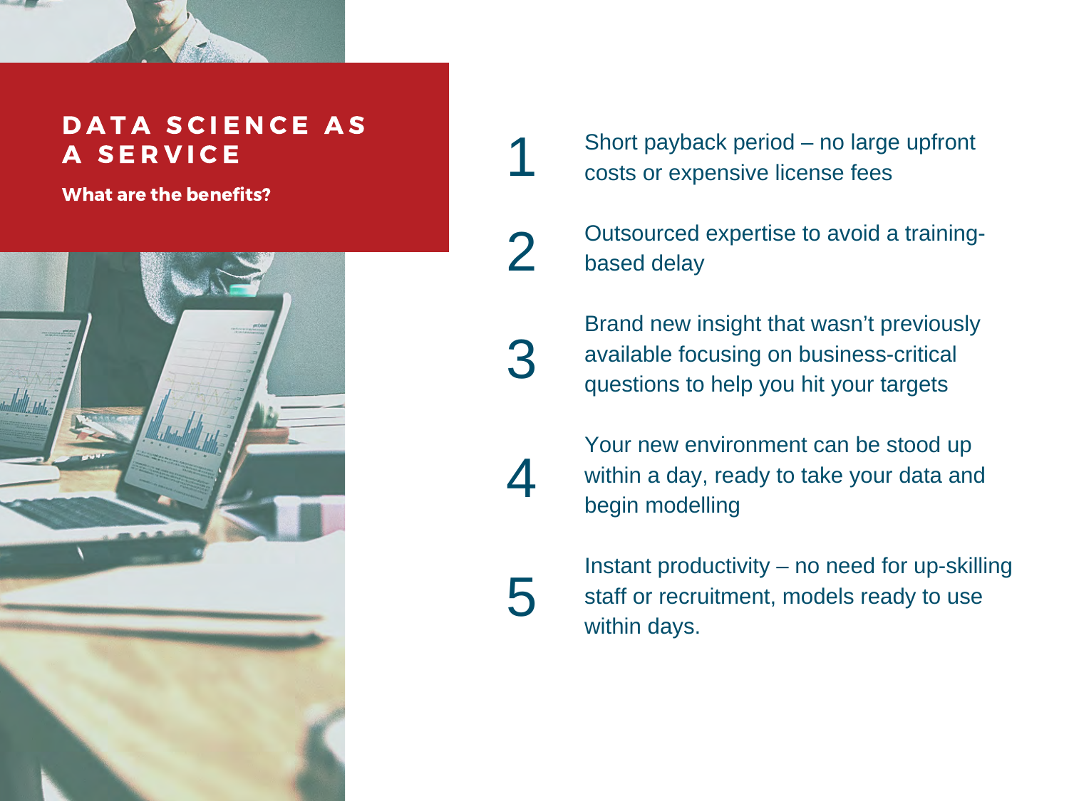# DATA SCIENCE AS A SERVICE

**What are the benefits?**

1. Short payback period – no large upfront costs or expensive license fees
2. Outsourced expertise to avoid a training-based delay
3. Brand new insight that wasn't previously available focusing on business-critical questions to help you hit your targets
4. Your new environment can be stood up within a day, ready to take your data and begin modelling
5. Instant productivity – no need for up-skilling staff or recruitment, models ready to use within days.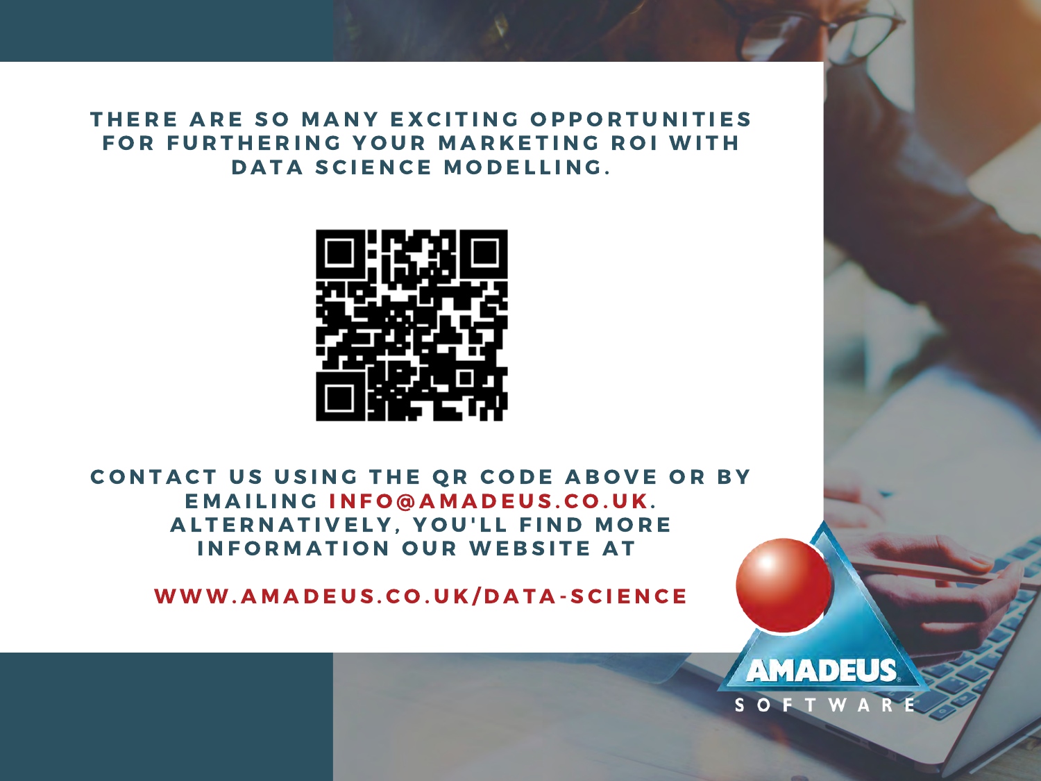THERE ARE SO MANY EXCITING OPPORTUNITIES FOR FURTHERING YOUR MARKETING ROI WITH DATA SCIENCE MODELLING.

CONTACT US USING THE QR CODE ABOVE OR BY EMAILING INFO@AMADEUS.CO.UK. ALTERNATIVELY, YOU'LL FIND MORE INFORMATION OUR WEBSITE AT

WWW.AMADEUS.CO.UK/DATA-SCIENCE

AMADEUS SOFTWARE